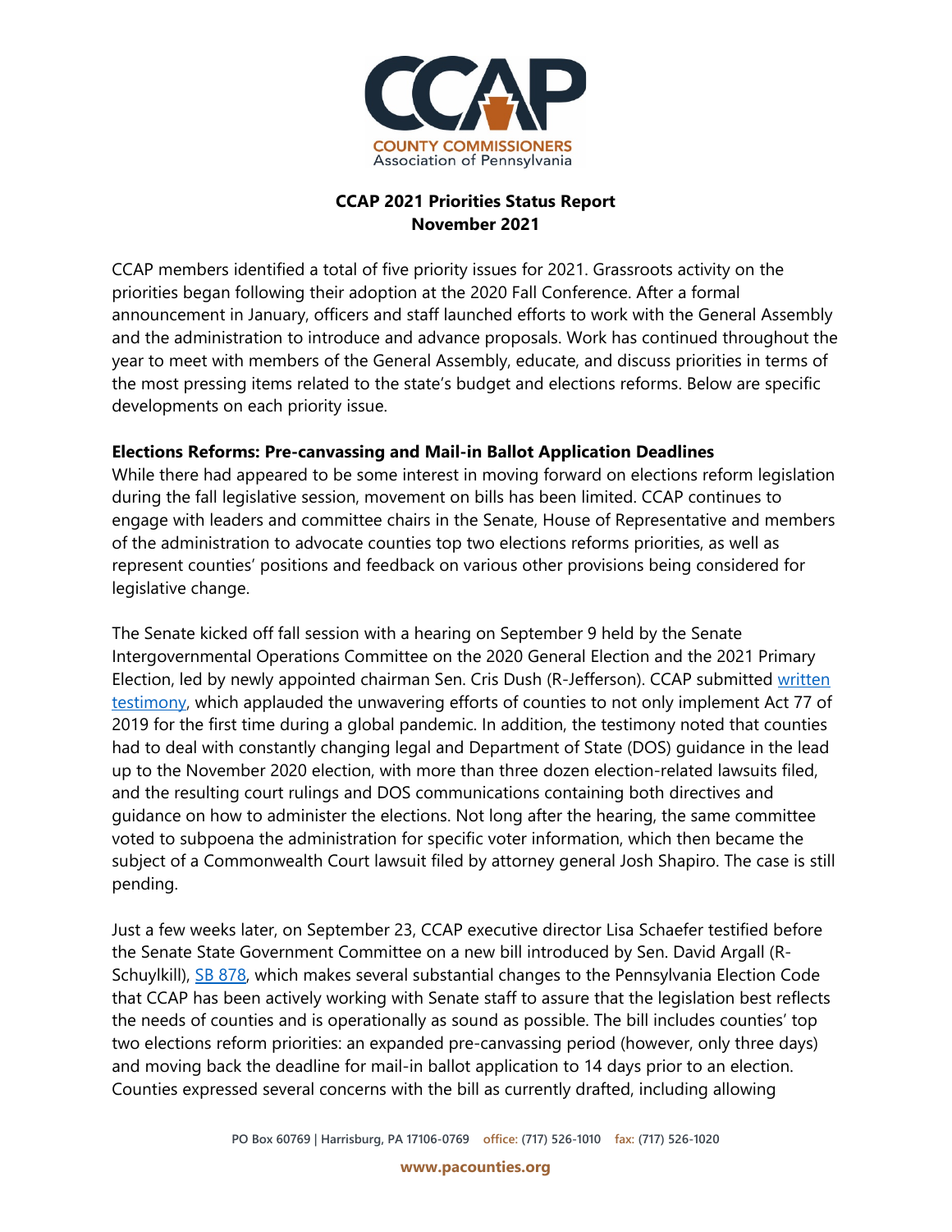**CCAP 2021 Priorities Status Report**
**November 2021**

CCAP members identified a total of five priority issues for 2021. Grassroots activity on the priorities began following their adoption at the 2020 Fall Conference. After a formal announcement in January, officers and staff launched efforts to work with the General Assembly and the administration to introduce and advance proposals. Work has continued throughout the year to meet with members of the General Assembly, educate, and discuss priorities in terms of the most pressing items related to the state's budget and elections reforms. Below are specific developments on each priority issue.

**Elections Reforms: Pre-canvassing and Mail-in Ballot Application Deadlines**

While there had appeared to be some interest in moving forward on elections reform legislation during the fall legislative session, movement on bills has been limited. CCAP continues to engage with leaders and committee chairs in the Senate, House of Representative and members of the administration to advocate counties top two elections reforms priorities, as well as represent counties' positions and feedback on various other provisions being considered for legislative change.

The Senate kicked off fall session with a hearing on September 9 held by the Senate Intergovernmental Operations Committee on the 2020 General Election and the 2021 Primary Election, led by newly appointed chairman Sen. Cris Dush (R-Jefferson). CCAP submitted written testimony, which applauded the unwavering efforts of counties to not only implement Act 77 of 2019 for the first time during a global pandemic. In addition, the testimony noted that counties had to deal with constantly changing legal and Department of State (DOS) guidance in the lead up to the November 2020 election, with more than three dozen election-related lawsuits filed, and the resulting court rulings and DOS communications containing both directives and guidance on how to administer the elections. Not long after the hearing, the same committee voted to subpoena the administration for specific voter information, which then became the subject of a Commonwealth Court lawsuit filed by attorney general Josh Shapiro. The case is still pending.

Just a few weeks later, on September 23, CCAP executive director Lisa Schaefer testified before the Senate State Government Committee on a new bill introduced by Sen. David Argall (R-Schuylkill), SB 878, which makes several substantial changes to the Pennsylvania Election Code that CCAP has been actively working with Senate staff to assure that the legislation best reflects the needs of counties and is operationally as sound as possible. The bill includes counties' top two elections reform priorities: an expanded pre-canvassing period (however, only three days) and moving back the deadline for mail-in ballot application to 14 days prior to an election. Counties expressed several concerns with the bill as currently drafted, including allowing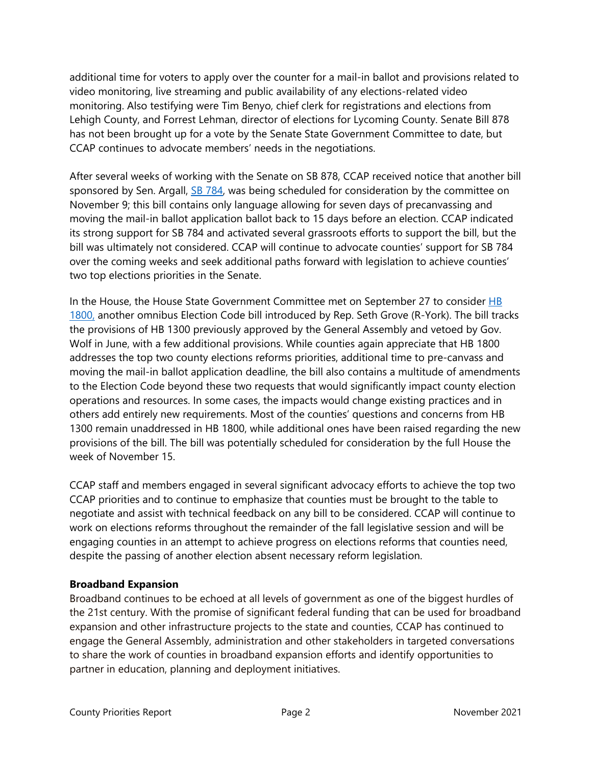additional time for voters to apply over the counter for a mail-in ballot and provisions related to video monitoring, live streaming and public availability of any elections-related video monitoring. Also testifying were Tim Benyo, chief clerk for registrations and elections from Lehigh County, and Forrest Lehman, director of elections for Lycoming County. Senate Bill 878 has not been brought up for a vote by the Senate State Government Committee to date, but CCAP continues to advocate members' needs in the negotiations.

After several weeks of working with the Senate on SB 878, CCAP received notice that another bill sponsored by Sen. Argall, SB 784, was being scheduled for consideration by the committee on November 9; this bill contains only language allowing for seven days of precanvassing and moving the mail-in ballot application ballot back to 15 days before an election. CCAP indicated its strong support for SB 784 and activated several grassroots efforts to support the bill, but the bill was ultimately not considered. CCAP will continue to advocate counties' support for SB 784 over the coming weeks and seek additional paths forward with legislation to achieve counties' two top elections priorities in the Senate.

In the House, the House State Government Committee met on September 27 to consider HB 1800, another omnibus Election Code bill introduced by Rep. Seth Grove (R-York). The bill tracks the provisions of HB 1300 previously approved by the General Assembly and vetoed by Gov. Wolf in June, with a few additional provisions. While counties again appreciate that HB 1800 addresses the top two county elections reforms priorities, additional time to pre-canvass and moving the mail-in ballot application deadline, the bill also contains a multitude of amendments to the Election Code beyond these two requests that would significantly impact county election operations and resources. In some cases, the impacts would change existing practices and in others add entirely new requirements. Most of the counties' questions and concerns from HB 1300 remain unaddressed in HB 1800, while additional ones have been raised regarding the new provisions of the bill. The bill was potentially scheduled for consideration by the full House the week of November 15.

CCAP staff and members engaged in several significant advocacy efforts to achieve the top two CCAP priorities and to continue to emphasize that counties must be brought to the table to negotiate and assist with technical feedback on any bill to be considered. CCAP will continue to work on elections reforms throughout the remainder of the fall legislative session and will be engaging counties in an attempt to achieve progress on elections reforms that counties need, despite the passing of another election absent necessary reform legislation.

**Broadband Expansion**

Broadband continues to be echoed at all levels of government as one of the biggest hurdles of the 21st century. With the promise of significant federal funding that can be used for broadband expansion and other infrastructure projects to the state and counties, CCAP has continued to engage the General Assembly, administration and other stakeholders in targeted conversations to share the work of counties in broadband expansion efforts and identify opportunities to partner in education, planning and deployment initiatives.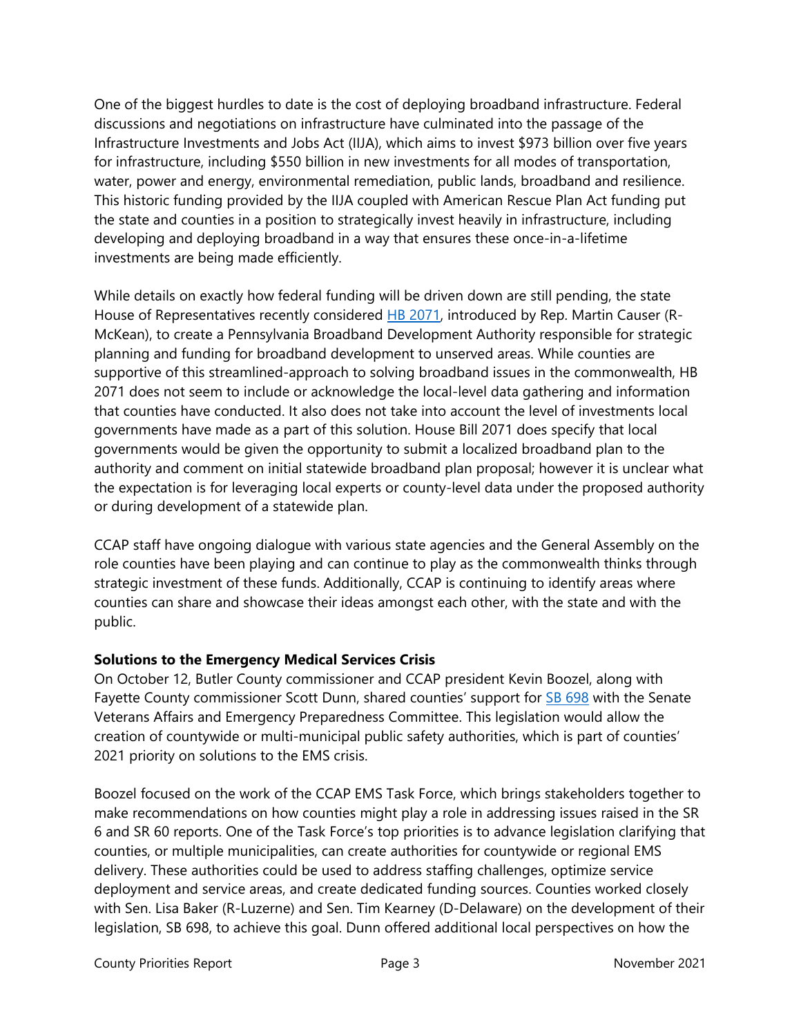One of the biggest hurdles to date is the cost of deploying broadband infrastructure. Federal discussions and negotiations on infrastructure have culminated into the passage of the Infrastructure Investments and Jobs Act (IIJA), which aims to invest $973 billion over five years for infrastructure, including $550 billion in new investments for all modes of transportation, water, power and energy, environmental remediation, public lands, broadband and resilience. This historic funding provided by the IIJA coupled with American Rescue Plan Act funding put the state and counties in a position to strategically invest heavily in infrastructure, including developing and deploying broadband in a way that ensures these once-in-a-lifetime investments are being made efficiently.

While details on exactly how federal funding will be driven down are still pending, the state House of Representatives recently considered HB 2071, introduced by Rep. Martin Causer (R-McKean), to create a Pennsylvania Broadband Development Authority responsible for strategic planning and funding for broadband development to unserved areas. While counties are supportive of this streamlined-approach to solving broadband issues in the commonwealth, HB 2071 does not seem to include or acknowledge the local-level data gathering and information that counties have conducted. It also does not take into account the level of investments local governments have made as a part of this solution. House Bill 2071 does specify that local governments would be given the opportunity to submit a localized broadband plan to the authority and comment on initial statewide broadband plan proposal; however it is unclear what the expectation is for leveraging local experts or county-level data under the proposed authority or during development of a statewide plan.

CCAP staff have ongoing dialogue with various state agencies and the General Assembly on the role counties have been playing and can continue to play as the commonwealth thinks through strategic investment of these funds. Additionally, CCAP is continuing to identify areas where counties can share and showcase their ideas amongst each other, with the state and with the public.

**Solutions to the Emergency Medical Services Crisis**

On October 12, Butler County commissioner and CCAP president Kevin Boozel, along with Fayette County commissioner Scott Dunn, shared counties' support for SB 698 with the Senate Veterans Affairs and Emergency Preparedness Committee. This legislation would allow the creation of countywide or multi-municipal public safety authorities, which is part of counties' 2021 priority on solutions to the EMS crisis.

Boozel focused on the work of the CCAP EMS Task Force, which brings stakeholders together to make recommendations on how counties might play a role in addressing issues raised in the SR 6 and SR 60 reports. One of the Task Force's top priorities is to advance legislation clarifying that counties, or multiple municipalities, can create authorities for countywide or regional EMS delivery. These authorities could be used to address staffing challenges, optimize service deployment and service areas, and create dedicated funding sources. Counties worked closely with Sen. Lisa Baker (R-Luzerne) and Sen. Tim Kearney (D-Delaware) on the development of their legislation, SB 698, to achieve this goal. Dunn offered additional local perspectives on how the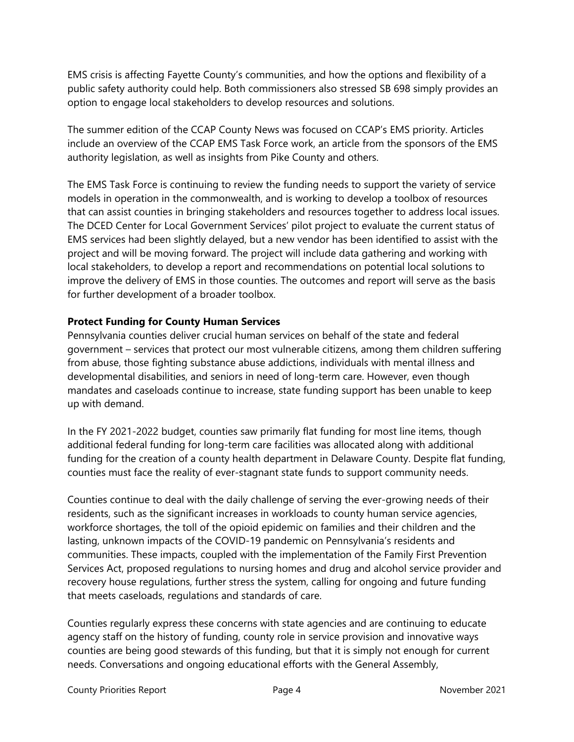EMS crisis is affecting Fayette County's communities, and how the options and flexibility of a public safety authority could help. Both commissioners also stressed SB 698 simply provides an option to engage local stakeholders to develop resources and solutions.

The summer edition of the CCAP County News was focused on CCAP's EMS priority. Articles include an overview of the CCAP EMS Task Force work, an article from the sponsors of the EMS authority legislation, as well as insights from Pike County and others.

The EMS Task Force is continuing to review the funding needs to support the variety of service models in operation in the commonwealth, and is working to develop a toolbox of resources that can assist counties in bringing stakeholders and resources together to address local issues. The DCED Center for Local Government Services' pilot project to evaluate the current status of EMS services had been slightly delayed, but a new vendor has been identified to assist with the project and will be moving forward. The project will include data gathering and working with local stakeholders, to develop a report and recommendations on potential local solutions to improve the delivery of EMS in those counties. The outcomes and report will serve as the basis for further development of a broader toolbox.

**Protect Funding for County Human Services**

Pennsylvania counties deliver crucial human services on behalf of the state and federal government – services that protect our most vulnerable citizens, among them children suffering from abuse, those fighting substance abuse addictions, individuals with mental illness and developmental disabilities, and seniors in need of long-term care. However, even though mandates and caseloads continue to increase, state funding support has been unable to keep up with demand.

In the FY 2021-2022 budget, counties saw primarily flat funding for most line items, though additional federal funding for long-term care facilities was allocated along with additional funding for the creation of a county health department in Delaware County. Despite flat funding, counties must face the reality of ever-stagnant state funds to support community needs.

Counties continue to deal with the daily challenge of serving the ever-growing needs of their residents, such as the significant increases in workloads to county human service agencies, workforce shortages, the toll of the opioid epidemic on families and their children and the lasting, unknown impacts of the COVID-19 pandemic on Pennsylvania's residents and communities. These impacts, coupled with the implementation of the Family First Prevention Services Act, proposed regulations to nursing homes and drug and alcohol service provider and recovery house regulations, further stress the system, calling for ongoing and future funding that meets caseloads, regulations and standards of care.

Counties regularly express these concerns with state agencies and are continuing to educate agency staff on the history of funding, county role in service provision and innovative ways counties are being good stewards of this funding, but that it is simply not enough for current needs. Conversations and ongoing educational efforts with the General Assembly,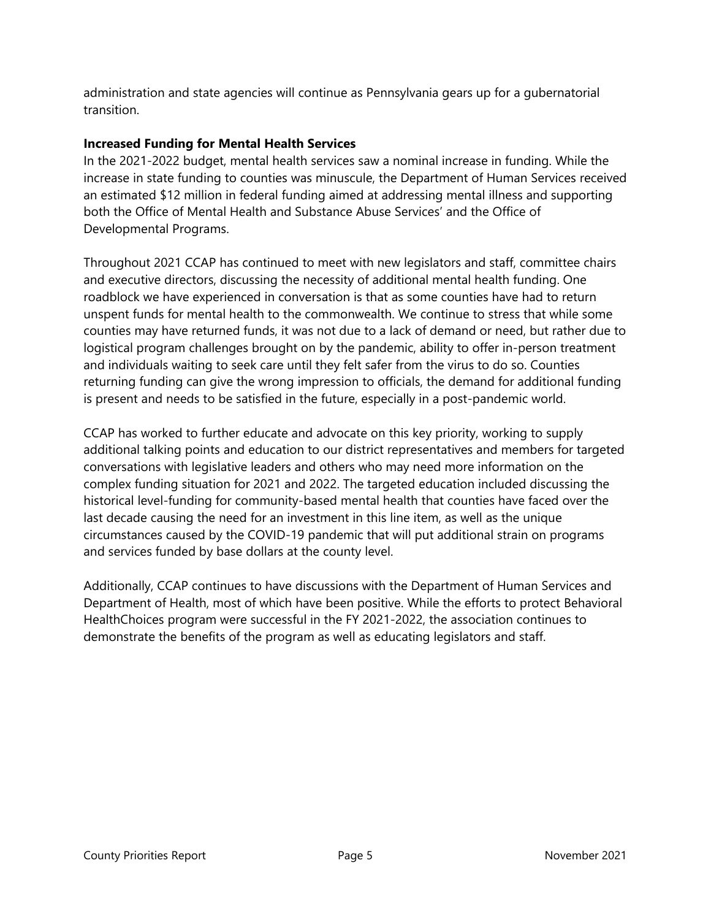administration and state agencies will continue as Pennsylvania gears up for a gubernatorial transition.

**Increased Funding for Mental Health Services**

In the 2021-2022 budget, mental health services saw a nominal increase in funding. While the increase in state funding to counties was minuscule, the Department of Human Services received an estimated $12 million in federal funding aimed at addressing mental illness and supporting both the Office of Mental Health and Substance Abuse Services' and the Office of Developmental Programs.

Throughout 2021 CCAP has continued to meet with new legislators and staff, committee chairs and executive directors, discussing the necessity of additional mental health funding. One roadblock we have experienced in conversation is that as some counties have had to return unspent funds for mental health to the commonwealth. We continue to stress that while some counties may have returned funds, it was not due to a lack of demand or need, but rather due to logistical program challenges brought on by the pandemic, ability to offer in-person treatment and individuals waiting to seek care until they felt safer from the virus to do so. Counties returning funding can give the wrong impression to officials, the demand for additional funding is present and needs to be satisfied in the future, especially in a post-pandemic world.

CCAP has worked to further educate and advocate on this key priority, working to supply additional talking points and education to our district representatives and members for targeted conversations with legislative leaders and others who may need more information on the complex funding situation for 2021 and 2022. The targeted education included discussing the historical level-funding for community-based mental health that counties have faced over the last decade causing the need for an investment in this line item, as well as the unique circumstances caused by the COVID-19 pandemic that will put additional strain on programs and services funded by base dollars at the county level.

Additionally, CCAP continues to have discussions with the Department of Human Services and Department of Health, most of which have been positive. While the efforts to protect Behavioral HealthChoices program were successful in the FY 2021-2022, the association continues to demonstrate the benefits of the program as well as educating legislators and staff.